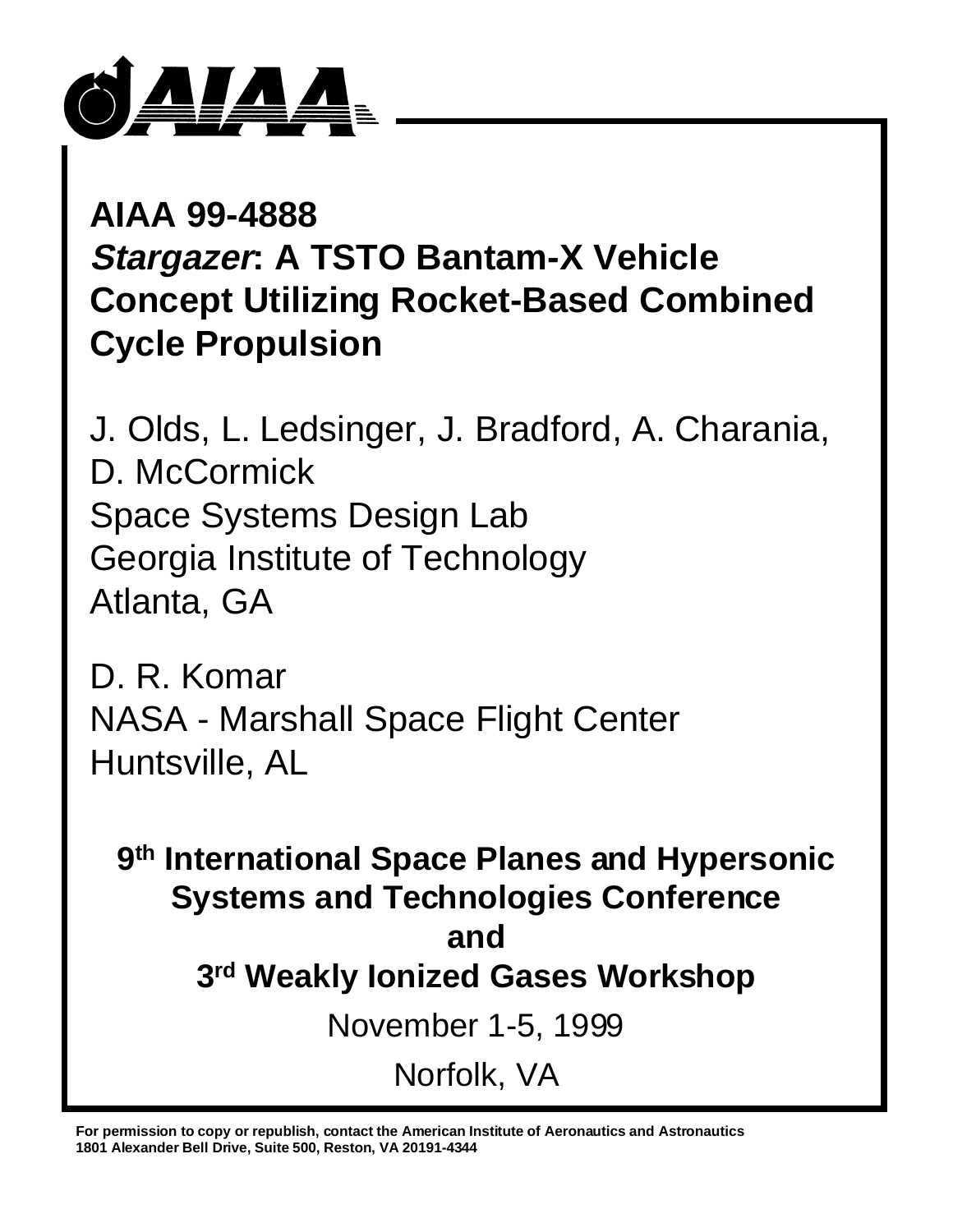# AIAA 99-4888

# *Stargazer*: A TSTO Bantam-X Vehicle Concept Utilizing Rocket-Based Combined Cycle Propulsion

J. Olds, L. Ledsinger, J. Bradford, A. Charania, D. McCormick
Space Systems Design Lab
Georgia Institute of Technology
Atlanta, GA

D. R. Komar
NASA - Marshall Space Flight Center
Huntsville, AL

**9th International Space Planes and Hypersonic Systems and Technologies Conference**
**and**
**3rd Weakly Ionized Gases Workshop**

November 1-5, 1999

Norfolk, VA

**For permission to copy or republish, contact the American Institute of Aeronautics and Astronautics 1801 Alexander Bell Drive, Suite 500, Reston, VA 20191-4344**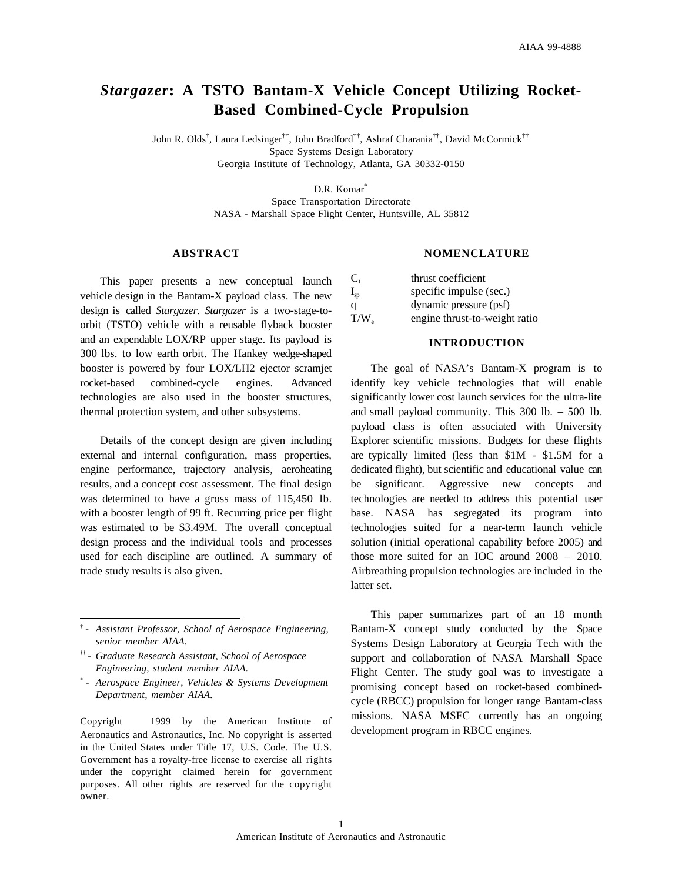# *Stargazer*: A TSTO Bantam-X Vehicle Concept Utilizing Rocket-Based Combined-Cycle Propulsion

John R. Olds[†], Laura Ledsinger[††], John Bradford[††], Ashraf Charania[††], David McCormick[††]
Space Systems Design Laboratory
Georgia Institute of Technology, Atlanta, GA 30332-0150

D.R. Komar[*]
Space Transportation Directorate
NASA - Marshall Space Flight Center, Huntsville, AL 35812

## ABSTRACT

This paper presents a new conceptual launch vehicle design in the Bantam-X payload class. The new design is called *Stargazer*. *Stargazer* is a two-stage-to-orbit (TSTO) vehicle with a reusable flyback booster and an expendable LOX/RP upper stage. Its payload is 300 lbs. to low earth orbit. The Hankey wedge-shaped booster is powered by four LOX/LH2 ejector scramjet rocket-based combined-cycle engines. Advanced technologies are also used in the booster structures, thermal protection system, and other subsystems.

Details of the concept design are given including external and internal configuration, mass properties, engine performance, trajectory analysis, aeroheating results, and a concept cost assessment. The final design was determined to have a gross mass of 115,450 lb. with a booster length of 99 ft. Recurring price per flight was estimated to be $3.49M. The overall conceptual design process and the individual tools and processes used for each discipline are outlined. A summary of trade study results is also given.

[†] - *Assistant Professor, School of Aerospace Engineering, senior member AIAA.*

[††] - *Graduate Research Assistant, School of Aerospace Engineering, student member AIAA.*

[*] - *Aerospace Engineer, Vehicles & Systems Development Department, member AIAA.*

Copyright 1999 by the American Institute of Aeronautics and Astronautics, Inc. No copyright is asserted in the United States under Title 17, U.S. Code. The U.S. Government has a royalty-free license to exercise all rights under the copyright claimed herein for government purposes. All other rights are reserved for the copyright owner.

## NOMENCLATURE

| | |
|---|---|
| $C_t$ | thrust coefficient |
| $I_{sp}$ | specific impulse (sec.) |
| q | dynamic pressure (psf) |
| $T/W_e$ | engine thrust-to-weight ratio |

## INTRODUCTION

The goal of NASA's Bantam-X program is to identify key vehicle technologies that will enable significantly lower cost launch services for the ultra-lite and small payload community. This 300 lb. – 500 lb. payload class is often associated with University Explorer scientific missions. Budgets for these flights are typically limited (less than $1M - $1.5M for a dedicated flight), but scientific and educational value can be significant. Aggressive new concepts and technologies are needed to address this potential user base. NASA has segregated its program into technologies suited for a near-term launch vehicle solution (initial operational capability before 2005) and those more suited for an IOC around 2008 – 2010. Airbreathing propulsion technologies are included in the latter set.

This paper summarizes part of an 18 month Bantam-X concept study conducted by the Space Systems Design Laboratory at Georgia Tech with the support and collaboration of NASA Marshall Space Flight Center. The study goal was to investigate a promising concept based on rocket-based combined-cycle (RBCC) propulsion for longer range Bantam-class missions. NASA MSFC currently has an ongoing development program in RBCC engines.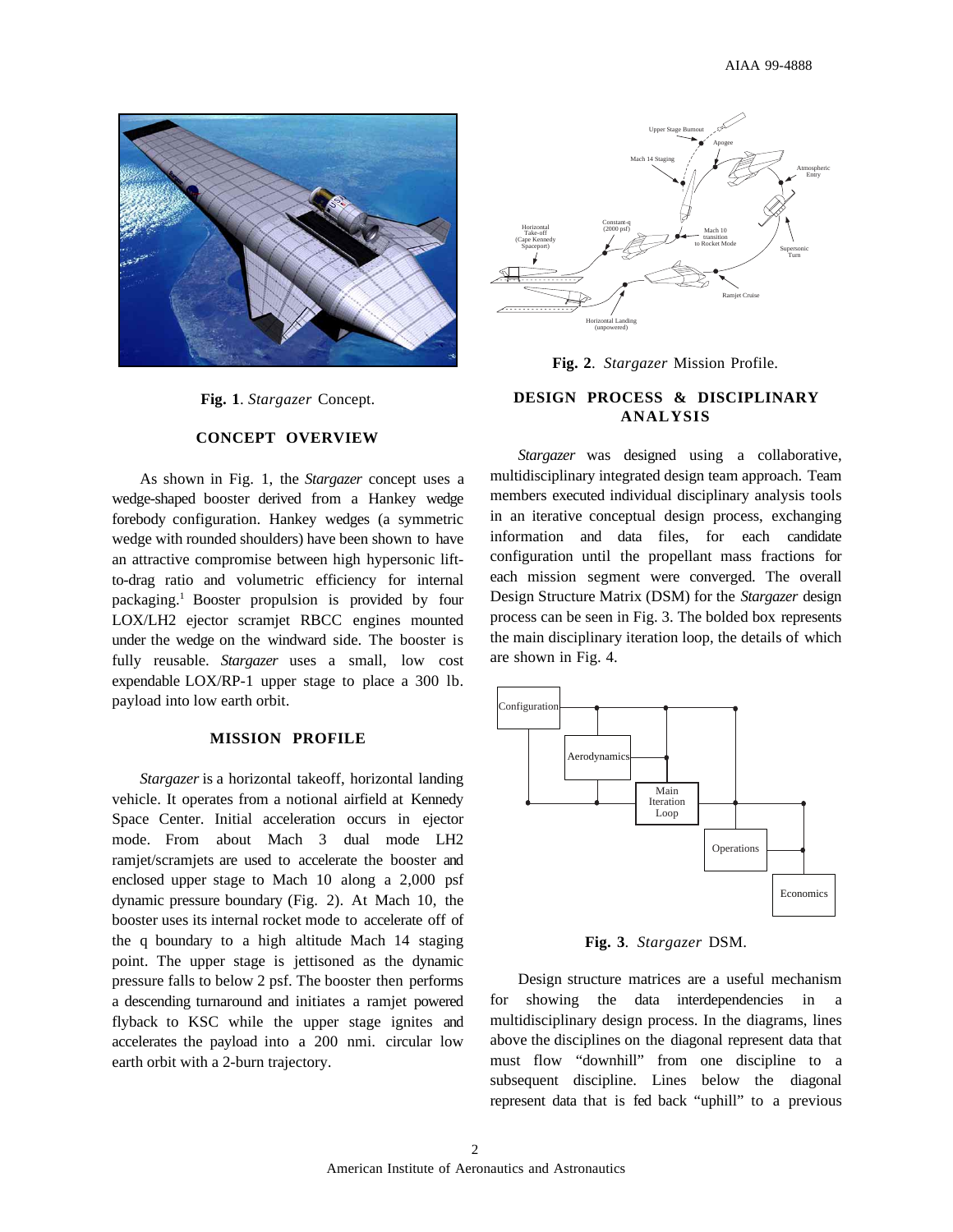Fig. 1. *Stargazer* Concept.

## CONCEPT OVERVIEW

As shown in Fig. 1, the *Stargazer* concept uses a wedge-shaped booster derived from a Hankey wedge forebody configuration. Hankey wedges (a symmetric wedge with rounded shoulders) have been shown to have an attractive compromise between high hypersonic lift-to-drag ratio and volumetric efficiency for internal packaging.[1] Booster propulsion is provided by four LOX/LH2 ejector scramjet RBCC engines mounted under the wedge on the windward side. The booster is fully reusable. *Stargazer* uses a small, low cost expendable LOX/RP-1 upper stage to place a 300 lb. payload into low earth orbit.

## MISSION PROFILE

*Stargazer* is a horizontal takeoff, horizontal landing vehicle. It operates from a notional airfield at Kennedy Space Center. Initial acceleration occurs in ejector mode. From about Mach 3 dual mode LH2 ramjet/scramjets are used to accelerate the booster and enclosed upper stage to Mach 10 along a 2,000 psf dynamic pressure boundary (Fig. 2). At Mach 10, the booster uses its internal rocket mode to accelerate off of the q boundary to a high altitude Mach 14 staging point. The upper stage is jettisoned as the dynamic pressure falls to below 2 psf. The booster then performs a descending turnaround and initiates a ramjet powered flyback to KSC while the upper stage ignites and accelerates the payload into a 200 nmi. circular low earth orbit with a 2-burn trajectory.

Fig. 2. *Stargazer* Mission Profile.

## DESIGN PROCESS & DISCIPLINARY ANALYSIS

*Stargazer* was designed using a collaborative, multidisciplinary integrated design team approach. Team members executed individual disciplinary analysis tools in an iterative conceptual design process, exchanging information and data files, for each candidate configuration until the propellant mass fractions for each mission segment were converged. The overall Design Structure Matrix (DSM) for the *Stargazer* design process can be seen in Fig. 3. The bolded box represents the main disciplinary iteration loop, the details of which are shown in Fig. 4.

Fig. 3. *Stargazer* DSM.

Design structure matrices are a useful mechanism for showing the data interdependencies in a multidisciplinary design process. In the diagrams, lines above the disciplines on the diagonal represent data that must flow "downhill" from one discipline to a subsequent discipline. Lines below the diagonal represent data that is fed back "uphill" to a previous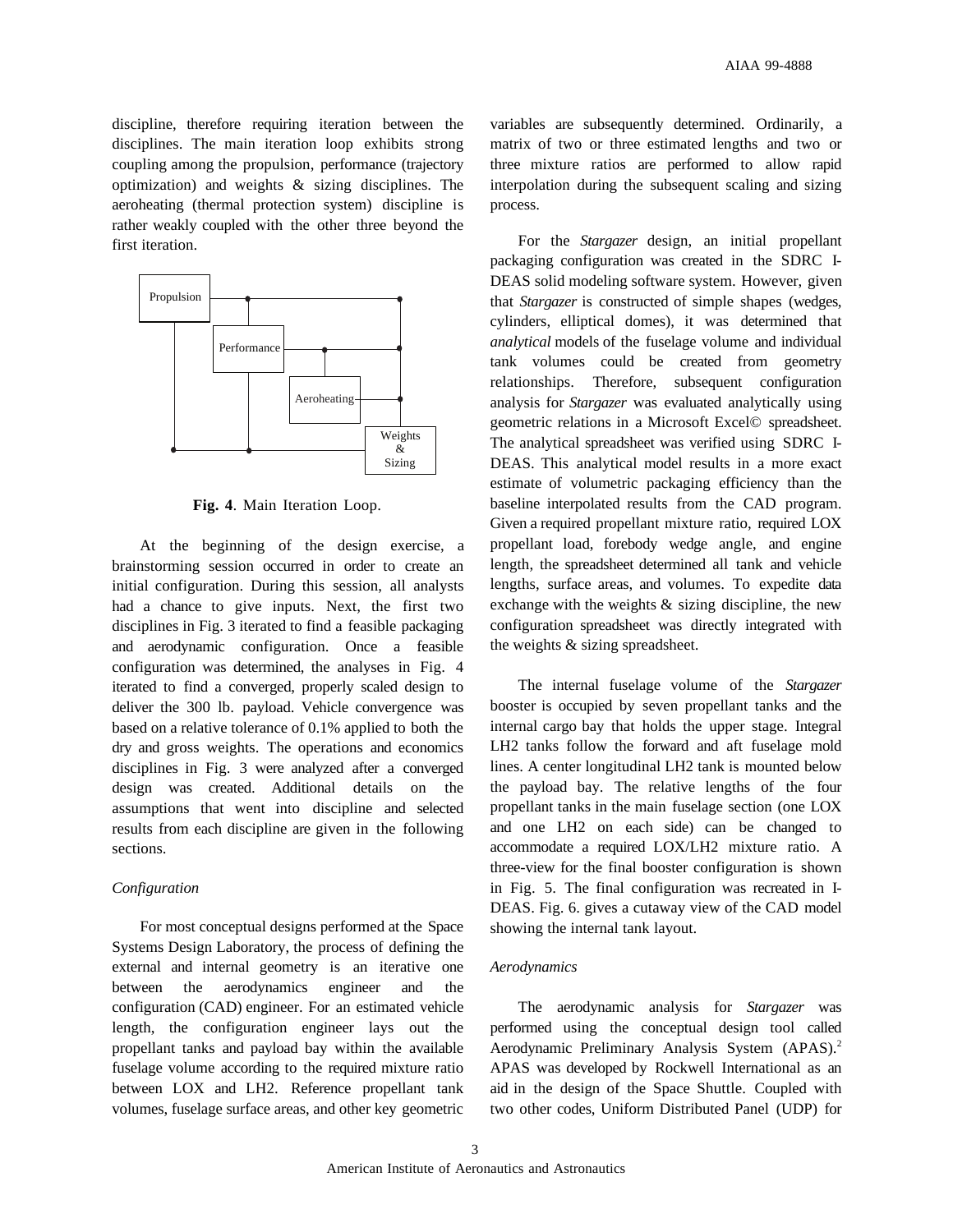discipline, therefore requiring iteration between the disciplines. The main iteration loop exhibits strong coupling among the propulsion, performance (trajectory optimization) and weights & sizing disciplines. The aeroheating (thermal protection system) discipline is rather weakly coupled with the other three beyond the first iteration.

**Fig. 4**. Main Iteration Loop.

At the beginning of the design exercise, a brainstorming session occurred in order to create an initial configuration. During this session, all analysts had a chance to give inputs. Next, the first two disciplines in Fig. 3 iterated to find a feasible packaging and aerodynamic configuration. Once a feasible configuration was determined, the analyses in Fig. 4 iterated to find a converged, properly scaled design to deliver the 300 lb. payload. Vehicle convergence was based on a relative tolerance of 0.1% applied to both the dry and gross weights. The operations and economics disciplines in Fig. 3 were analyzed after a converged design was created. Additional details on the assumptions that went into discipline and selected results from each discipline are given in the following sections.

*Configuration*

For most conceptual designs performed at the Space Systems Design Laboratory, the process of defining the external and internal geometry is an iterative one between the aerodynamics engineer and the configuration (CAD) engineer. For an estimated vehicle length, the configuration engineer lays out the propellant tanks and payload bay within the available fuselage volume according to the required mixture ratio between LOX and LH2. Reference propellant tank volumes, fuselage surface areas, and other key geometric variables are subsequently determined. Ordinarily, a matrix of two or three estimated lengths and two or three mixture ratios are performed to allow rapid interpolation during the subsequent scaling and sizing process.

For the *Stargazer* design, an initial propellant packaging configuration was created in the SDRC I-DEAS solid modeling software system. However, given that *Stargazer* is constructed of simple shapes (wedges, cylinders, elliptical domes), it was determined that *analytical* models of the fuselage volume and individual tank volumes could be created from geometry relationships. Therefore, subsequent configuration analysis for *Stargazer* was evaluated analytically using geometric relations in a Microsoft Excel© spreadsheet. The analytical spreadsheet was verified using SDRC I-DEAS. This analytical model results in a more exact estimate of volumetric packaging efficiency than the baseline interpolated results from the CAD program. Given a required propellant mixture ratio, required LOX propellant load, forebody wedge angle, and engine length, the spreadsheet determined all tank and vehicle lengths, surface areas, and volumes. To expedite data exchange with the weights & sizing discipline, the new configuration spreadsheet was directly integrated with the weights & sizing spreadsheet.

The internal fuselage volume of the *Stargazer* booster is occupied by seven propellant tanks and the internal cargo bay that holds the upper stage. Integral LH2 tanks follow the forward and aft fuselage mold lines. A center longitudinal LH2 tank is mounted below the payload bay. The relative lengths of the four propellant tanks in the main fuselage section (one LOX and one LH2 on each side) can be changed to accommodate a required LOX/LH2 mixture ratio. A three-view for the final booster configuration is shown in Fig. 5. The final configuration was recreated in I-DEAS. Fig. 6. gives a cutaway view of the CAD model showing the internal tank layout.

*Aerodynamics*

The aerodynamic analysis for *Stargazer* was performed using the conceptual design tool called Aerodynamic Preliminary Analysis System (APAS).[2] APAS was developed by Rockwell International as an aid in the design of the Space Shuttle. Coupled with two other codes, Uniform Distributed Panel (UDP) for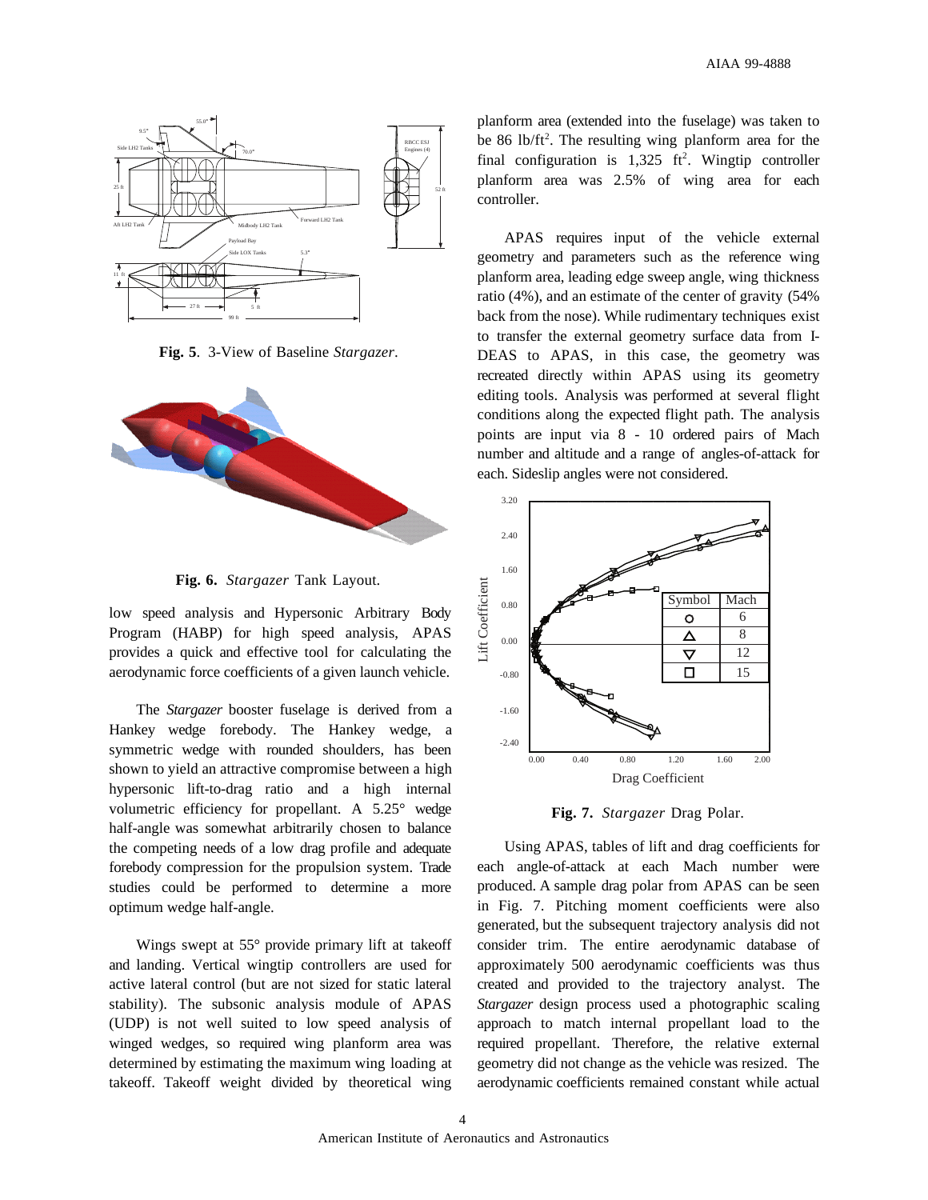**Fig. 5**. 3-View of Baseline *Stargazer*.

**Fig. 6.** *Stargazer* Tank Layout.

low speed analysis and Hypersonic Arbitrary Body Program (HABP) for high speed analysis, APAS provides a quick and effective tool for calculating the aerodynamic force coefficients of a given launch vehicle.

The *Stargazer* booster fuselage is derived from a Hankey wedge forebody. The Hankey wedge, a symmetric wedge with rounded shoulders, has been shown to yield an attractive compromise between a high hypersonic lift-to-drag ratio and a high internal volumetric efficiency for propellant. A 5.25° wedge half-angle was somewhat arbitrarily chosen to balance the competing needs of a low drag profile and adequate forebody compression for the propulsion system. Trade studies could be performed to determine a more optimum wedge half-angle.

Wings swept at 55° provide primary lift at takeoff and landing. Vertical wingtip controllers are used for active lateral control (but are not sized for static lateral stability). The subsonic analysis module of APAS (UDP) is not well suited to low speed analysis of winged wedges, so required wing planform area was determined by estimating the maximum wing loading at takeoff. Takeoff weight divided by theoretical wing planform area (extended into the fuselage) was taken to be 86 lb/ft$^2$. The resulting wing planform area for the final configuration is 1,325 ft$^2$. Wingtip controller planform area was 2.5% of wing area for each controller.

APAS requires input of the vehicle external geometry and parameters such as the reference wing planform area, leading edge sweep angle, wing thickness ratio (4%), and an estimate of the center of gravity (54% back from the nose). While rudimentary techniques exist to transfer the external geometry surface data from I-DEAS to APAS, in this case, the geometry was recreated directly within APAS using its geometry editing tools. Analysis was performed at several flight conditions along the expected flight path. The analysis points are input via 8 - 10 ordered pairs of Mach number and altitude and a range of angles-of-attack for each. Sideslip angles were not considered.

**Fig. 7.** *Stargazer* Drag Polar.

Using APAS, tables of lift and drag coefficients for each angle-of-attack at each Mach number were produced. A sample drag polar from APAS can be seen in Fig. 7. Pitching moment coefficients were also generated, but the subsequent trajectory analysis did not consider trim. The entire aerodynamic database of approximately 500 aerodynamic coefficients was thus created and provided to the trajectory analyst. The *Stargazer* design process used a photographic scaling approach to match internal propellant load to the required propellant. Therefore, the relative external geometry did not change as the vehicle was resized. The aerodynamic coefficients remained constant while actual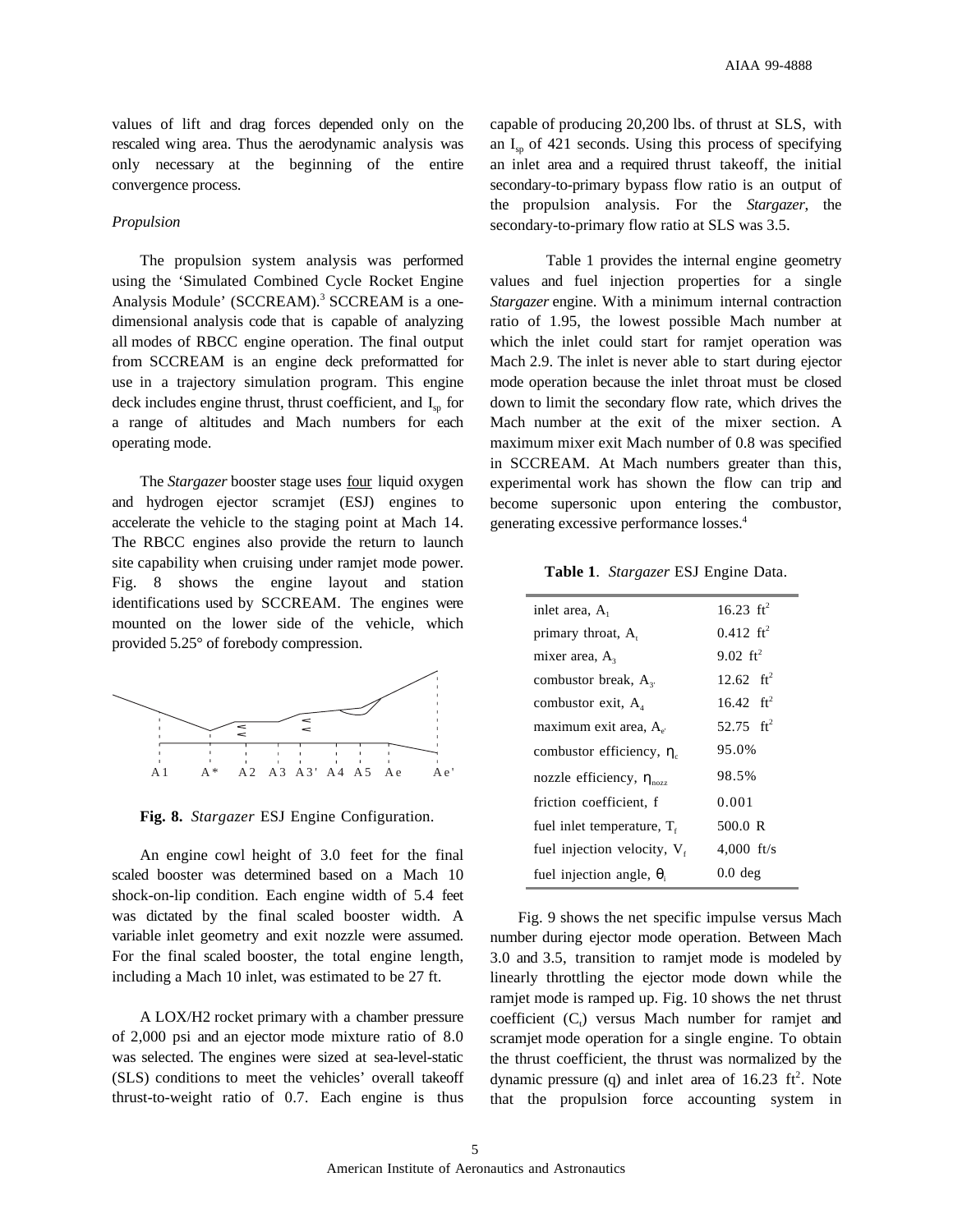values of lift and drag forces depended only on the rescaled wing area. Thus the aerodynamic analysis was only necessary at the beginning of the entire convergence process.

*Propulsion*

The propulsion system analysis was performed using the 'Simulated Combined Cycle Rocket Engine Analysis Module' (SCCREAM).[3] SCCREAM is a one-dimensional analysis code that is capable of analyzing all modes of RBCC engine operation. The final output from SCCREAM is an engine deck preformatted for use in a trajectory simulation program. This engine deck includes engine thrust, thrust coefficient, and $I_{sp}$ for a range of altitudes and Mach numbers for each operating mode.

The *Stargazer* booster stage uses four liquid oxygen and hydrogen ejector scramjet (ESJ) engines to accelerate the vehicle to the staging point at Mach 14. The RBCC engines also provide the return to launch site capability when cruising under ramjet mode power. Fig. 8 shows the engine layout and station identifications used by SCCREAM. The engines were mounted on the lower side of the vehicle, which provided 5.25° of forebody compression.

A1 A* A2 A3 A3' A4 A5 Ae Ae'

**Fig. 8.** *Stargazer* ESJ Engine Configuration.

An engine cowl height of 3.0 feet for the final scaled booster was determined based on a Mach 10 shock-on-lip condition. Each engine width of 5.4 feet was dictated by the final scaled booster width. A variable inlet geometry and exit nozzle were assumed. For the final scaled booster, the total engine length, including a Mach 10 inlet, was estimated to be 27 ft.

A LOX/H2 rocket primary with a chamber pressure of 2,000 psi and an ejector mode mixture ratio of 8.0 was selected. The engines were sized at sea-level-static (SLS) conditions to meet the vehicles' overall takeoff thrust-to-weight ratio of 0.7. Each engine is thus capable of producing 20,200 lbs. of thrust at SLS, with an $I_{sp}$ of 421 seconds. Using this process of specifying an inlet area and a required thrust takeoff, the initial secondary-to-primary bypass flow ratio is an output of the propulsion analysis. For the *Stargazer*, the secondary-to-primary flow ratio at SLS was 3.5.

Table 1 provides the internal engine geometry values and fuel injection properties for a single *Stargazer* engine. With a minimum internal contraction ratio of 1.95, the lowest possible Mach number at which the inlet could start for ramjet operation was Mach 2.9. The inlet is never able to start during ejector mode operation because the inlet throat must be closed down to limit the secondary flow rate, which drives the Mach number at the exit of the mixer section. A maximum mixer exit Mach number of 0.8 was specified in SCCREAM. At Mach numbers greater than this, experimental work has shown the flow can trip and become supersonic upon entering the combustor, generating excessive performance losses.[4]

**Table 1**. *Stargazer* ESJ Engine Data.

| | |
|---|---|
| inlet area, $A_1$ | 16.23 $ft^2$ |
| primary throat, $A_t$ | 0.412 $ft^2$ |
| mixer area, $A_3$ | 9.02 $ft^2$ |
| combustor break, $A_{3'}$ | 12.62 $ft^2$ |
| combustor exit, $A_4$ | 16.42 $ft^2$ |
| maximum exit area, $A_{e'}$ | 52.75 $ft^2$ |
| combustor efficiency, $\eta_c$ | 95.0% |
| nozzle efficiency, $\eta_{nozz}$ | 98.5% |
| friction coefficient, f | 0.001 |
| fuel inlet temperature, $T_f$ | 500.0 R |
| fuel injection velocity, $V_f$ | 4,000 ft/s |
| fuel injection angle, $\theta_i$ | 0.0 deg |

Fig. 9 shows the net specific impulse versus Mach number during ejector mode operation. Between Mach 3.0 and 3.5, transition to ramjet mode is modeled by linearly throttling the ejector mode down while the ramjet mode is ramped up. Fig. 10 shows the net thrust coefficient ($C_t$) versus Mach number for ramjet and scramjet mode operation for a single engine. To obtain the thrust coefficient, the thrust was normalized by the dynamic pressure (q) and inlet area of 16.23 $ft^2$. Note that the propulsion force accounting system in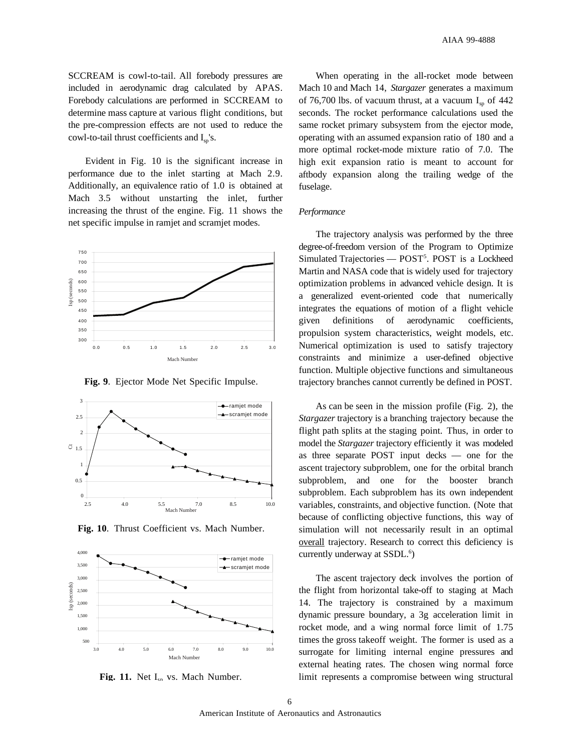SCCREAM is cowl-to-tail. All forebody pressures are included in aerodynamic drag calculated by APAS. Forebody calculations are performed in SCCREAM to determine mass capture at various flight conditions, but the pre-compression effects are not used to reduce the cowl-to-tail thrust coefficients and $I_{sp}$'s.

Evident in Fig. 10 is the significant increase in performance due to the inlet starting at Mach 2.9. Additionally, an equivalence ratio of 1.0 is obtained at Mach 3.5 without unstarting the inlet, further increasing the thrust of the engine. Fig. 11 shows the net specific impulse in ramjet and scramjet modes.

**Fig. 9**. Ejector Mode Net Specific Impulse.

**Fig. 10**. Thrust Coefficient vs. Mach Number.

**Fig. 11.** Net $I_{sp}$ vs. Mach Number.

When operating in the all-rocket mode between Mach 10 and Mach 14, *Stargazer* generates a maximum of 76,700 lbs. of vacuum thrust, at a vacuum $I_{sp}$ of 442 seconds. The rocket performance calculations used the same rocket primary subsystem from the ejector mode, operating with an assumed expansion ratio of 180 and a more optimal rocket-mode mixture ratio of 7.0. The high exit expansion ratio is meant to account for aftbody expansion along the trailing wedge of the fuselage.

*Performance*

The trajectory analysis was performed by the three degree-of-freedom version of the Program to Optimize Simulated Trajectories — POST[5]. POST is a Lockheed Martin and NASA code that is widely used for trajectory optimization problems in advanced vehicle design. It is a generalized event-oriented code that numerically integrates the equations of motion of a flight vehicle given definitions of aerodynamic coefficients, propulsion system characteristics, weight models, etc. Numerical optimization is used to satisfy trajectory constraints and minimize a user-defined objective function. Multiple objective functions and simultaneous trajectory branches cannot currently be defined in POST.

As can be seen in the mission profile (Fig. 2), the *Stargazer* trajectory is a branching trajectory because the flight path splits at the staging point. Thus, in order to model the *Stargazer* trajectory efficiently it was modeled as three separate POST input decks — one for the ascent trajectory subproblem, one for the orbital branch subproblem, and one for the booster branch subproblem. Each subproblem has its own independent variables, constraints, and objective function. (Note that because of conflicting objective functions, this way of simulation will not necessarily result in an optimal overall trajectory. Research to correct this deficiency is currently underway at SSDL.[6])

The ascent trajectory deck involves the portion of the flight from horizontal take-off to staging at Mach 14. The trajectory is constrained by a maximum dynamic pressure boundary, a 3g acceleration limit in rocket mode, and a wing normal force limit of 1.75 times the gross takeoff weight. The former is used as a surrogate for limiting internal engine pressures and external heating rates. The chosen wing normal force limit represents a compromise between wing structural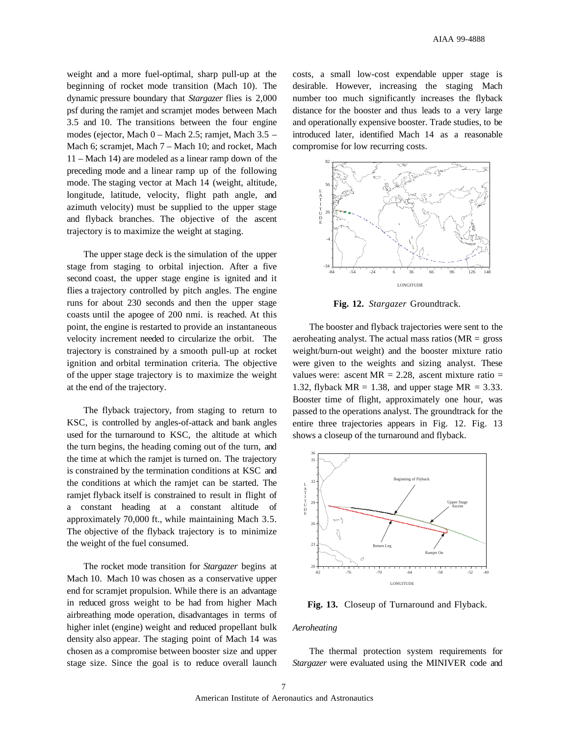weight and a more fuel-optimal, sharp pull-up at the beginning of rocket mode transition (Mach 10). The dynamic pressure boundary that *Stargazer* flies is 2,000 psf during the ramjet and scramjet modes between Mach 3.5 and 10. The transitions between the four engine modes (ejector, Mach 0 – Mach 2.5; ramjet, Mach 3.5 – Mach 6; scramjet, Mach 7 – Mach 10; and rocket, Mach 11 – Mach 14) are modeled as a linear ramp down of the preceding mode and a linear ramp up of the following mode. The staging vector at Mach 14 (weight, altitude, longitude, latitude, velocity, flight path angle, and azimuth velocity) must be supplied to the upper stage and flyback branches. The objective of the ascent trajectory is to maximize the weight at staging.

The upper stage deck is the simulation of the upper stage from staging to orbital injection. After a five second coast, the upper stage engine is ignited and it flies a trajectory controlled by pitch angles. The engine runs for about 230 seconds and then the upper stage coasts until the apogee of 200 nmi. is reached. At this point, the engine is restarted to provide an instantaneous velocity increment needed to circularize the orbit. The trajectory is constrained by a smooth pull-up at rocket ignition and orbital termination criteria. The objective of the upper stage trajectory is to maximize the weight at the end of the trajectory.

The flyback trajectory, from staging to return to KSC, is controlled by angles-of-attack and bank angles used for the turnaround to KSC, the altitude at which the turn begins, the heading coming out of the turn, and the time at which the ramjet is turned on. The trajectory is constrained by the termination conditions at KSC and the conditions at which the ramjet can be started. The ramjet flyback itself is constrained to result in flight of a constant heading at a constant altitude of approximately 70,000 ft., while maintaining Mach 3.5. The objective of the flyback trajectory is to minimize the weight of the fuel consumed.

The rocket mode transition for *Stargazer* begins at Mach 10. Mach 10 was chosen as a conservative upper end for scramjet propulsion. While there is an advantage in reduced gross weight to be had from higher Mach airbreathing mode operation, disadvantages in terms of higher inlet (engine) weight and reduced propellant bulk density also appear. The staging point of Mach 14 was chosen as a compromise between booster size and upper stage size. Since the goal is to reduce overall launch costs, a small low-cost expendable upper stage is desirable. However, increasing the staging Mach number too much significantly increases the flyback distance for the booster and thus leads to a very large and operationally expensive booster. Trade studies, to be introduced later, identified Mach 14 as a reasonable compromise for low recurring costs.

**Fig. 12.** *Stargazer* Groundtrack.

The booster and flyback trajectories were sent to the aeroheating analyst. The actual mass ratios (MR = gross weight/burn-out weight) and the booster mixture ratio were given to the weights and sizing analyst. These values were: ascent MR = 2.28, ascent mixture ratio = 1.32, flyback MR = 1.38, and upper stage MR = 3.33. Booster time of flight, approximately one hour, was passed to the operations analyst. The groundtrack for the entire three trajectories appears in Fig. 12. Fig. 13 shows a closeup of the turnaround and flyback.

**Fig. 13.** Closeup of Turnaround and Flyback.

*Aeroheating*

The thermal protection system requirements for *Stargazer* were evaluated using the MINIVER code and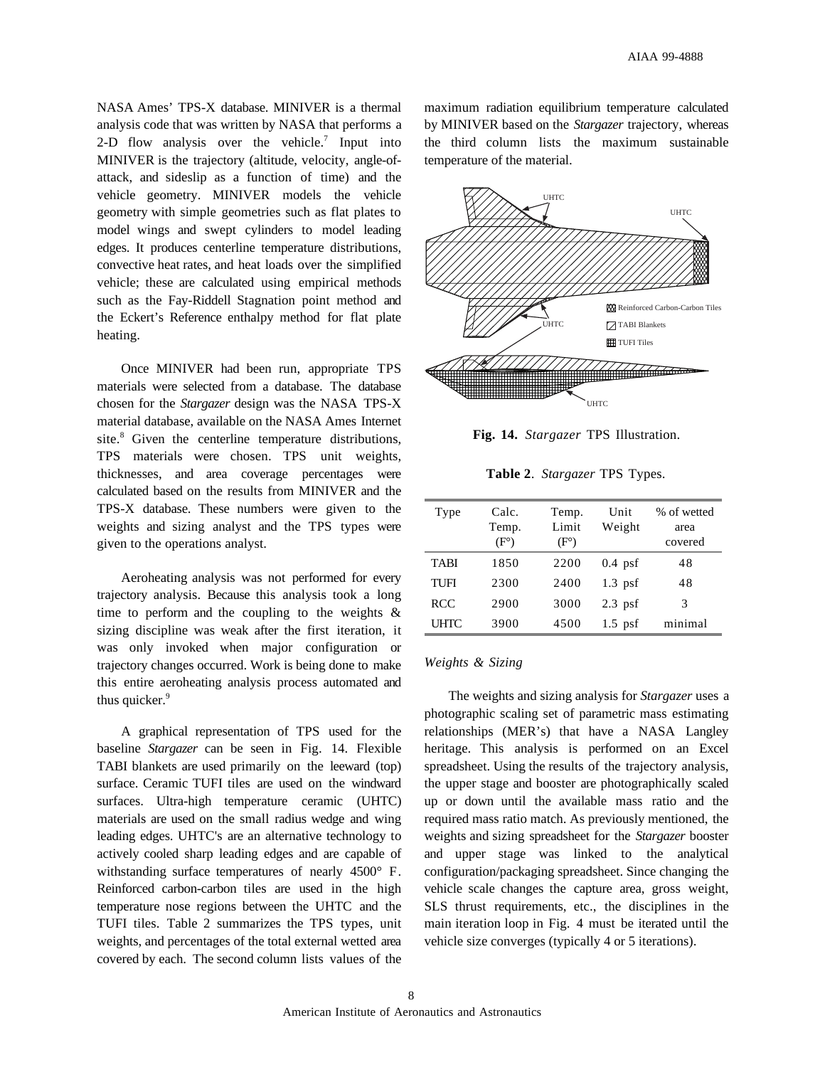NASA Ames' TPS-X database. MINIVER is a thermal analysis code that was written by NASA that performs a 2-D flow analysis over the vehicle.[7] Input into MINIVER is the trajectory (altitude, velocity, angle-of-attack, and sideslip as a function of time) and the vehicle geometry. MINIVER models the vehicle geometry with simple geometries such as flat plates to model wings and swept cylinders to model leading edges. It produces centerline temperature distributions, convective heat rates, and heat loads over the simplified vehicle; these are calculated using empirical methods such as the Fay-Riddell Stagnation point method and the Eckert's Reference enthalpy method for flat plate heating.

Once MINIVER had been run, appropriate TPS materials were selected from a database. The database chosen for the *Stargazer* design was the NASA TPS-X material database, available on the NASA Ames Internet site.[8] Given the centerline temperature distributions, TPS materials were chosen. TPS unit weights, thicknesses, and area coverage percentages were calculated based on the results from MINIVER and the TPS-X database. These numbers were given to the weights and sizing analyst and the TPS types were given to the operations analyst.

Aeroheating analysis was not performed for every trajectory analysis. Because this analysis took a long time to perform and the coupling to the weights & sizing discipline was weak after the first iteration, it was only invoked when major configuration or trajectory changes occurred. Work is being done to make this entire aeroheating analysis process automated and thus quicker.[9]

A graphical representation of TPS used for the baseline *Stargazer* can be seen in Fig. 14. Flexible TABI blankets are used primarily on the leeward (top) surface. Ceramic TUFI tiles are used on the windward surfaces. Ultra-high temperature ceramic (UHTC) materials are used on the small radius wedge and wing leading edges. UHTC's are an alternative technology to actively cooled sharp leading edges and are capable of withstanding surface temperatures of nearly 4500° F. Reinforced carbon-carbon tiles are used in the high temperature nose regions between the UHTC and the TUFI tiles. Table 2 summarizes the TPS types, unit weights, and percentages of the total external wetted area covered by each. The second column lists values of the maximum radiation equilibrium temperature calculated by MINIVER based on the *Stargazer* trajectory, whereas the third column lists the maximum sustainable temperature of the material.

**Fig. 14.** *Stargazer* TPS Illustration.

**Table 2**. *Stargazer* TPS Types.

| Type | Calc. Temp. (F°) | Temp. Limit (F°) | Unit Weight | % of wetted area covered |
|---|---|---|---|---|
| TABI | 1850 | 2200 | 0.4 psf | 48 |
| TUFI | 2300 | 2400 | 1.3 psf | 48 |
| RCC | 2900 | 3000 | 2.3 psf | 3 |
| UHTC | 3900 | 4500 | 1.5 psf | minimal |

### *Weights & Sizing*

The weights and sizing analysis for *Stargazer* uses a photographic scaling set of parametric mass estimating relationships (MER's) that have a NASA Langley heritage. This analysis is performed on an Excel spreadsheet. Using the results of the trajectory analysis, the upper stage and booster are photographically scaled up or down until the available mass ratio and the required mass ratio match. As previously mentioned, the weights and sizing spreadsheet for the *Stargazer* booster and upper stage was linked to the analytical configuration/packaging spreadsheet. Since changing the vehicle scale changes the capture area, gross weight, SLS thrust requirements, etc., the disciplines in the main iteration loop in Fig. 4 must be iterated until the vehicle size converges (typically 4 or 5 iterations).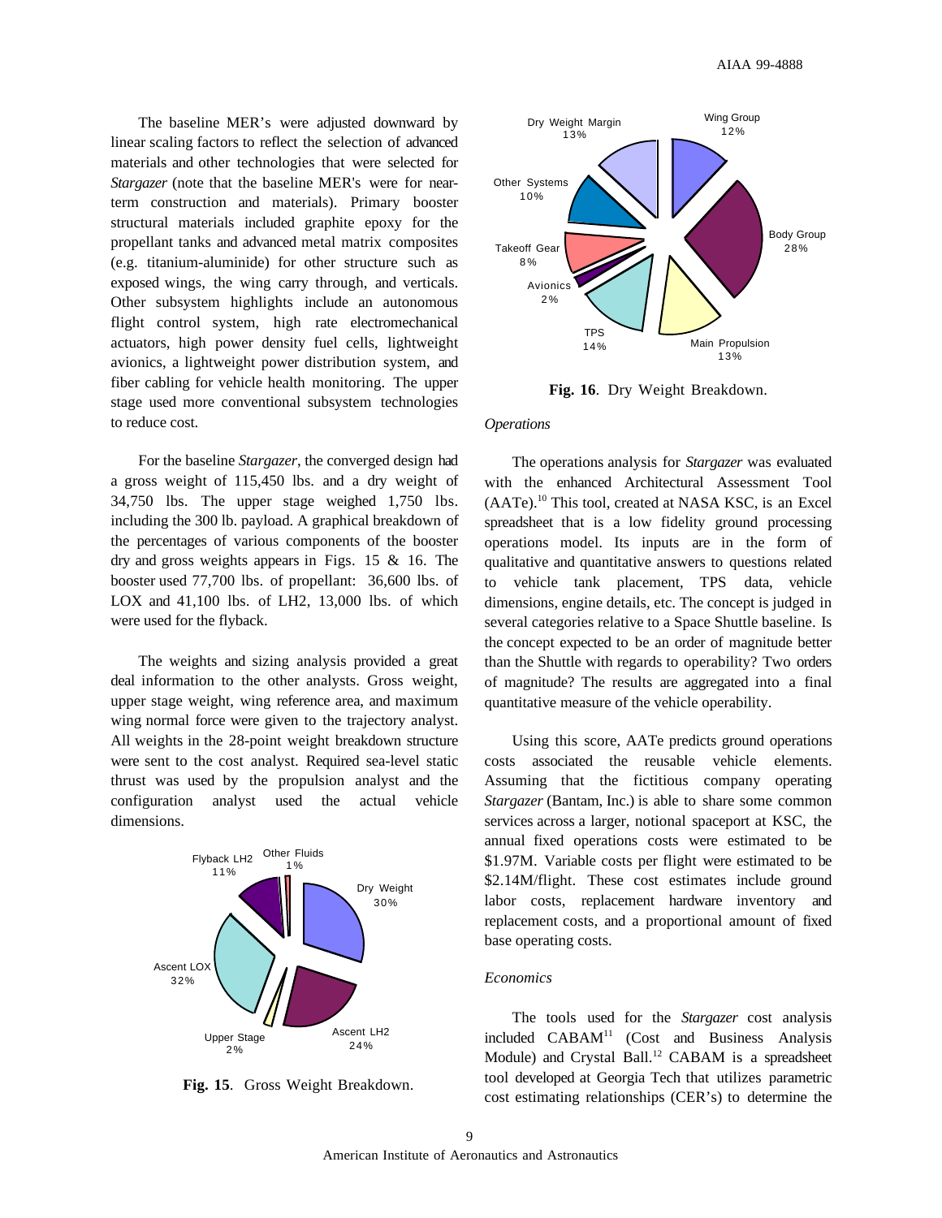The baseline MER's were adjusted downward by linear scaling factors to reflect the selection of advanced materials and other technologies that were selected for *Stargazer* (note that the baseline MER's were for near-term construction and materials). Primary booster structural materials included graphite epoxy for the propellant tanks and advanced metal matrix composites (e.g. titanium-aluminide) for other structure such as exposed wings, the wing carry through, and verticals. Other subsystem highlights include an autonomous flight control system, high rate electromechanical actuators, high power density fuel cells, lightweight avionics, a lightweight power distribution system, and fiber cabling for vehicle health monitoring. The upper stage used more conventional subsystem technologies to reduce cost.

For the baseline *Stargazer*, the converged design had a gross weight of 115,450 lbs. and a dry weight of 34,750 lbs. The upper stage weighed 1,750 lbs. including the 300 lb. payload. A graphical breakdown of the percentages of various components of the booster dry and gross weights appears in Figs. 15 & 16. The booster used 77,700 lbs. of propellant: 36,600 lbs. of LOX and 41,100 lbs. of LH2, 13,000 lbs. of which were used for the flyback.

The weights and sizing analysis provided a great deal information to the other analysts. Gross weight, upper stage weight, wing reference area, and maximum wing normal force were given to the trajectory analyst. All weights in the 28-point weight breakdown structure were sent to the cost analyst. Required sea-level static thrust was used by the propulsion analyst and the configuration analyst used the actual vehicle dimensions.

**Fig. 15**. Gross Weight Breakdown.

**Fig. 16**. Dry Weight Breakdown.

### *Operations*

The operations analysis for *Stargazer* was evaluated with the enhanced Architectural Assessment Tool (AATe).[10] This tool, created at NASA KSC, is an Excel spreadsheet that is a low fidelity ground processing operations model. Its inputs are in the form of qualitative and quantitative answers to questions related to vehicle tank placement, TPS data, vehicle dimensions, engine details, etc. The concept is judged in several categories relative to a Space Shuttle baseline. Is the concept expected to be an order of magnitude better than the Shuttle with regards to operability? Two orders of magnitude? The results are aggregated into a final quantitative measure of the vehicle operability.

Using this score, AATe predicts ground operations costs associated the reusable vehicle elements. Assuming that the fictitious company operating *Stargazer* (Bantam, Inc.) is able to share some common services across a larger, notional spaceport at KSC, the annual fixed operations costs were estimated to be \$1.97M. Variable costs per flight were estimated to be \$2.14M/flight. These cost estimates include ground labor costs, replacement hardware inventory and replacement costs, and a proportional amount of fixed base operating costs.

### *Economics*

The tools used for the *Stargazer* cost analysis included CABAM[11] (Cost and Business Analysis Module) and Crystal Ball.[12] CABAM is a spreadsheet tool developed at Georgia Tech that utilizes parametric cost estimating relationships (CER's) to determine the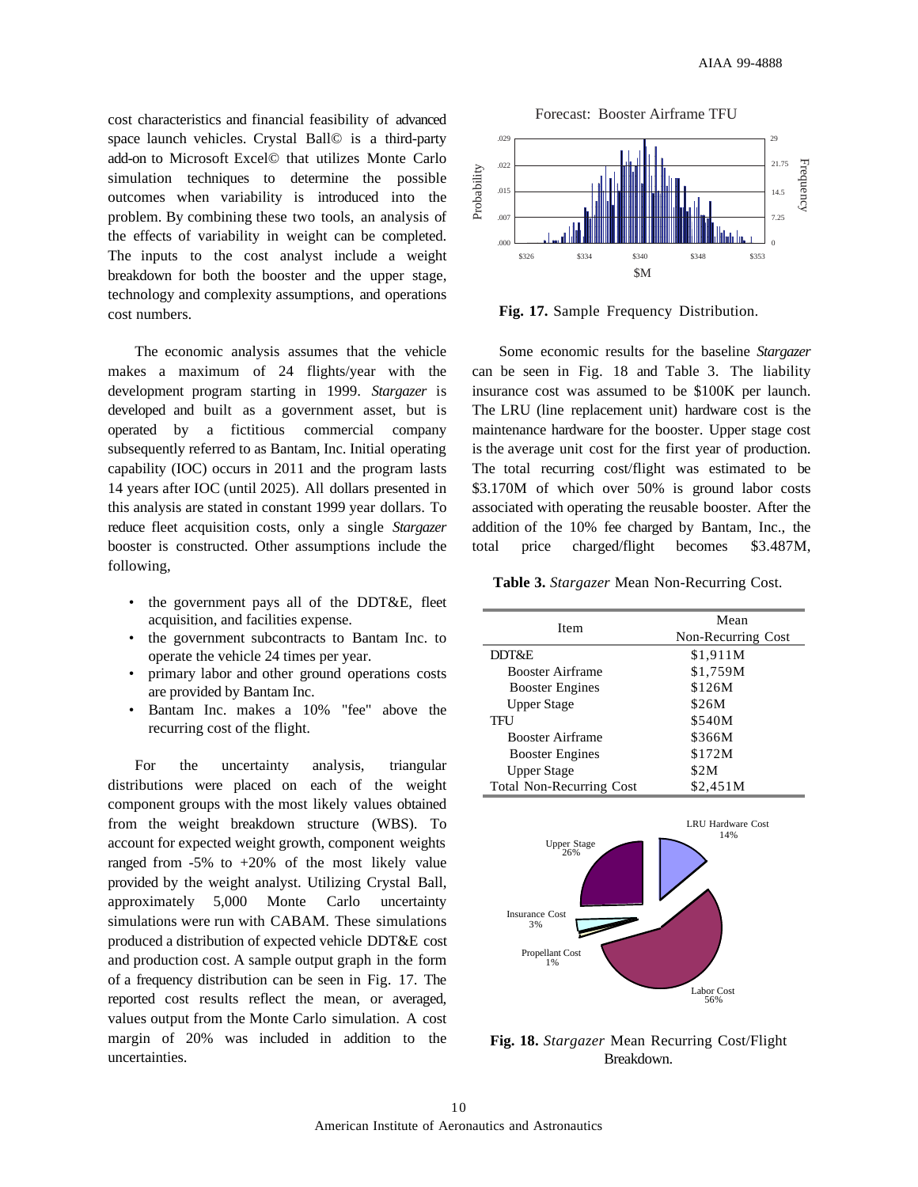cost characteristics and financial feasibility of advanced space launch vehicles. Crystal Ball© is a third-party add-on to Microsoft Excel© that utilizes Monte Carlo simulation techniques to determine the possible outcomes when variability is introduced into the problem. By combining these two tools, an analysis of the effects of variability in weight can be completed. The inputs to the cost analyst include a weight breakdown for both the booster and the upper stage, technology and complexity assumptions, and operations cost numbers.

The economic analysis assumes that the vehicle makes a maximum of 24 flights/year with the development program starting in 1999. *Stargazer* is developed and built as a government asset, but is operated by a fictitious commercial company subsequently referred to as Bantam, Inc. Initial operating capability (IOC) occurs in 2011 and the program lasts 14 years after IOC (until 2025). All dollars presented in this analysis are stated in constant 1999 year dollars. To reduce fleet acquisition costs, only a single *Stargazer* booster is constructed. Other assumptions include the following,

- the government pays all of the DDT&E, fleet acquisition, and facilities expense.
- the government subcontracts to Bantam Inc. to operate the vehicle 24 times per year.
- primary labor and other ground operations costs are provided by Bantam Inc.
- Bantam Inc. makes a 10% "fee" above the recurring cost of the flight.

For the uncertainty analysis, triangular distributions were placed on each of the weight component groups with the most likely values obtained from the weight breakdown structure (WBS). To account for expected weight growth, component weights ranged from -5% to +20% of the most likely value provided by the weight analyst. Utilizing Crystal Ball, approximately 5,000 Monte Carlo uncertainty simulations were run with CABAM. These simulations produced a distribution of expected vehicle DDT&E cost and production cost. A sample output graph in the form of a frequency distribution can be seen in Fig. 17. The reported cost results reflect the mean, or averaged, values output from the Monte Carlo simulation. A cost margin of 20% was included in addition to the uncertainties.

**Fig. 17.** Sample Frequency Distribution.

Some economic results for the baseline *Stargazer* can be seen in Fig. 18 and Table 3. The liability insurance cost was assumed to be $100K per launch. The LRU (line replacement unit) hardware cost is the maintenance hardware for the booster. Upper stage cost is the average unit cost for the first year of production. The total recurring cost/flight was estimated to be $3.170M of which over 50% is ground labor costs associated with operating the reusable booster. After the addition of the 10% fee charged by Bantam, Inc., the total price charged/flight becomes $3.487M,

**Table 3.** *Stargazer* Mean Non-Recurring Cost.

| Item | Mean Non-Recurring Cost |
|---|---|
| DDT&E | $1,911M |
| Booster Airframe | $1,759M |
| Booster Engines | $126M |
| Upper Stage | $26M |
| TFU | $540M |
| Booster Airframe | $366M |
| Booster Engines | $172M |
| Upper Stage | $2M |
| Total Non-Recurring Cost | $2,451M |

**Fig. 18.** *Stargazer* Mean Recurring Cost/Flight Breakdown.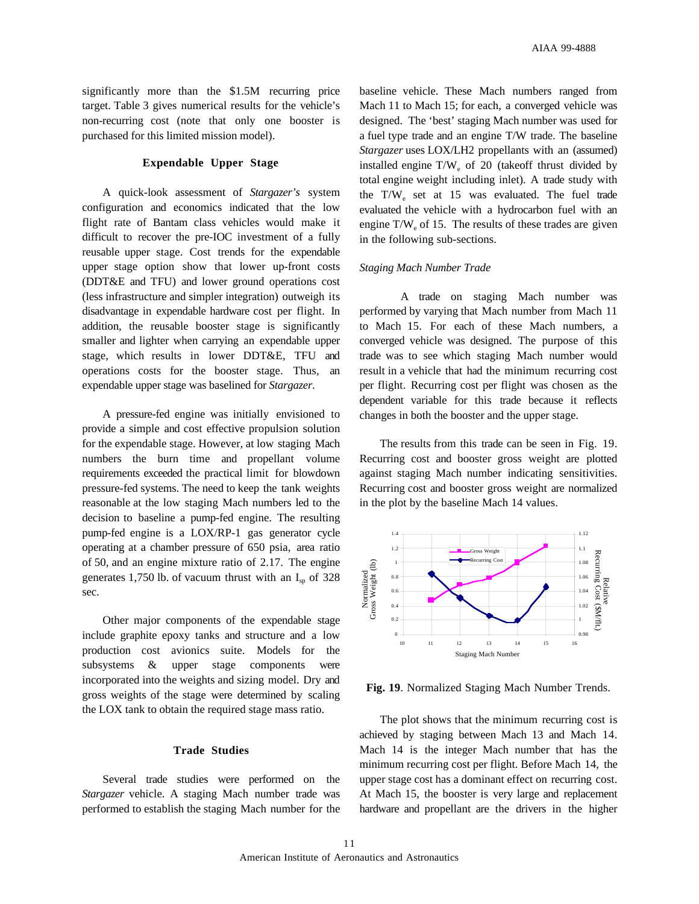significantly more than the $1.5M recurring price target. Table 3 gives numerical results for the vehicle's non-recurring cost (note that only one booster is purchased for this limited mission model).

### Expendable Upper Stage

A quick-look assessment of *Stargazer's* system configuration and economics indicated that the low flight rate of Bantam class vehicles would make it difficult to recover the pre-IOC investment of a fully reusable upper stage. Cost trends for the expendable upper stage option show that lower up-front costs (DDT&E and TFU) and lower ground operations cost (less infrastructure and simpler integration) outweigh its disadvantage in expendable hardware cost per flight. In addition, the reusable booster stage is significantly smaller and lighter when carrying an expendable upper stage, which results in lower DDT&E, TFU and operations costs for the booster stage. Thus, an expendable upper stage was baselined for *Stargazer*.

A pressure-fed engine was initially envisioned to provide a simple and cost effective propulsion solution for the expendable stage. However, at low staging Mach numbers the burn time and propellant volume requirements exceeded the practical limit for blowdown pressure-fed systems. The need to keep the tank weights reasonable at the low staging Mach numbers led to the decision to baseline a pump-fed engine. The resulting pump-fed engine is a LOX/RP-1 gas generator cycle operating at a chamber pressure of 650 psia, area ratio of 50, and an engine mixture ratio of 2.17. The engine generates 1,750 lb. of vacuum thrust with an $I_{sp}$ of 328 sec.

Other major components of the expendable stage include graphite epoxy tanks and structure and a low production cost avionics suite. Models for the subsystems & upper stage components were incorporated into the weights and sizing model. Dry and gross weights of the stage were determined by scaling the LOX tank to obtain the required stage mass ratio.

### Trade Studies

Several trade studies were performed on the *Stargazer* vehicle. A staging Mach number trade was performed to establish the staging Mach number for the baseline vehicle. These Mach numbers ranged from Mach 11 to Mach 15; for each, a converged vehicle was designed. The 'best' staging Mach number was used for a fuel type trade and an engine T/W trade. The baseline *Stargazer* uses LOX/LH2 propellants with an (assumed) installed engine $T/W_e$ of 20 (takeoff thrust divided by total engine weight including inlet). A trade study with the $T/W_e$ set at 15 was evaluated. The fuel trade evaluated the vehicle with a hydrocarbon fuel with an engine $T/W_e$ of 15. The results of these trades are given in the following sub-sections.

#### *Staging Mach Number Trade*

A trade on staging Mach number was performed by varying that Mach number from Mach 11 to Mach 15. For each of these Mach numbers, a converged vehicle was designed. The purpose of this trade was to see which staging Mach number would result in a vehicle that had the minimum recurring cost per flight. Recurring cost per flight was chosen as the dependent variable for this trade because it reflects changes in both the booster and the upper stage.

The results from this trade can be seen in Fig. 19. Recurring cost and booster gross weight are plotted against staging Mach number indicating sensitivities. Recurring cost and booster gross weight are normalized in the plot by the baseline Mach 14 values.

**Fig. 19**. Normalized Staging Mach Number Trends.

The plot shows that the minimum recurring cost is achieved by staging between Mach 13 and Mach 14. Mach 14 is the integer Mach number that has the minimum recurring cost per flight. Before Mach 14, the upper stage cost has a dominant effect on recurring cost. At Mach 15, the booster is very large and replacement hardware and propellant are the drivers in the higher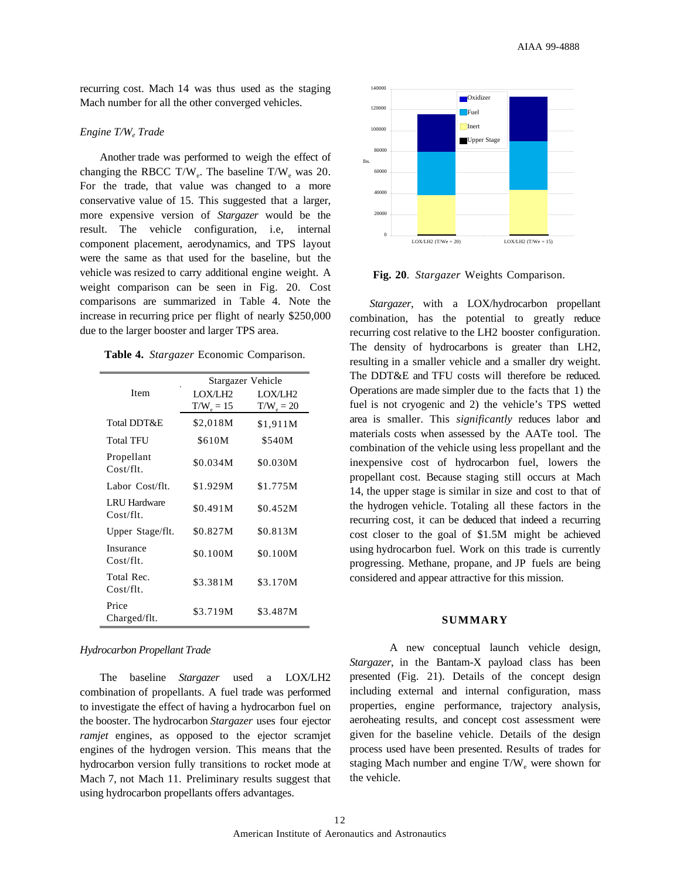recurring cost. Mach 14 was thus used as the staging Mach number for all the other converged vehicles.

### *Engine $T/W_e$ Trade*

Another trade was performed to weigh the effect of changing the RBCC $T/W_e$. The baseline $T/W_e$ was 20. For the trade, that value was changed to a more conservative value of 15. This suggested that a larger, more expensive version of *Stargazer* would be the result. The vehicle configuration, i.e, internal component placement, aerodynamics, and TPS layout were the same as that used for the baseline, but the vehicle was resized to carry additional engine weight. A weight comparison can be seen in Fig. 20. Cost comparisons are summarized in Table 4. Note the increase in recurring price per flight of nearly $250,000 due to the larger booster and larger TPS area.

**Table 4.** *Stargazer* Economic Comparison.

| Item | Stargazer Vehicle LOX/LH2 $T/W_e = 15$ | Stargazer Vehicle LOX/LH2 $T/W_e = 20$ |
|---|---|---|
| Total DDT&E | $2,018M | $1,911M |
| Total TFU | $610M | $540M |
| Propellant Cost/flt. | $0.034M | $0.030M |
| Labor Cost/flt. | $1.929M | $1.775M |
| LRU Hardware Cost/flt. | $0.491M | $0.452M |
| Upper Stage/flt. | $0.827M | $0.813M |
| Insurance Cost/flt. | $0.100M | $0.100M |
| Total Rec. Cost/flt. | $3.381M | $3.170M |
| Price Charged/flt. | $3.719M | $3.487M |

### *Hydrocarbon Propellant Trade*

The baseline *Stargazer* used a LOX/LH2 combination of propellants. A fuel trade was performed to investigate the effect of having a hydrocarbon fuel on the booster. The hydrocarbon *Stargazer* uses four ejector *ramjet* engines, as opposed to the ejector scramjet engines of the hydrogen version. This means that the hydrocarbon version fully transitions to rocket mode at Mach 7, not Mach 11. Preliminary results suggest that using hydrocarbon propellants offers advantages.

**Fig. 20**. *Stargazer* Weights Comparison.

*Stargazer*, with a LOX/hydrocarbon propellant combination, has the potential to greatly reduce recurring cost relative to the LH2 booster configuration. The density of hydrocarbons is greater than LH2, resulting in a smaller vehicle and a smaller dry weight. The DDT&E and TFU costs will therefore be reduced. Operations are made simpler due to the facts that 1) the fuel is not cryogenic and 2) the vehicle's TPS wetted area is smaller. This *significantly* reduces labor and materials costs when assessed by the AATe tool. The combination of the vehicle using less propellant and the inexpensive cost of hydrocarbon fuel, lowers the propellant cost. Because staging still occurs at Mach 14, the upper stage is similar in size and cost to that of the hydrogen vehicle. Totaling all these factors in the recurring cost, it can be deduced that indeed a recurring cost closer to the goal of $1.5M might be achieved using hydrocarbon fuel. Work on this trade is currently progressing. Methane, propane, and JP fuels are being considered and appear attractive for this mission.

## SUMMARY

A new conceptual launch vehicle design, *Stargazer*, in the Bantam-X payload class has been presented (Fig. 21). Details of the concept design including external and internal configuration, mass properties, engine performance, trajectory analysis, aeroheating results, and concept cost assessment were given for the baseline vehicle. Details of the design process used have been presented. Results of trades for staging Mach number and engine $T/W_e$ were shown for the vehicle.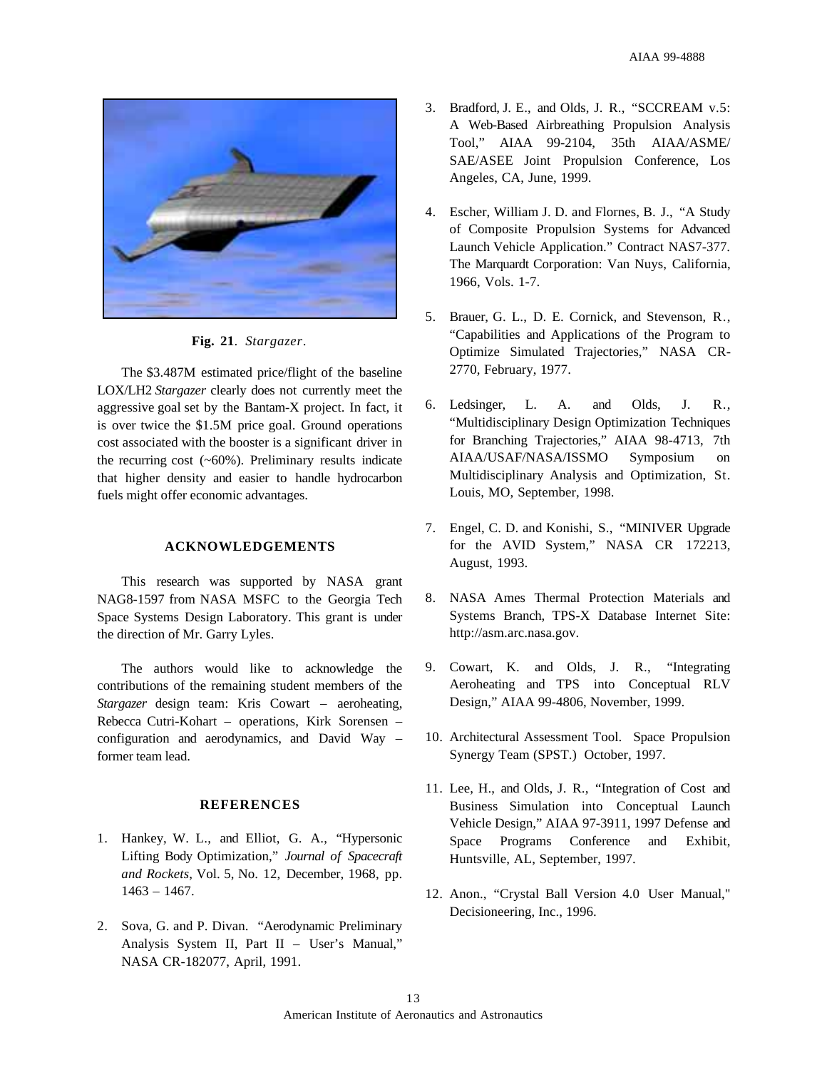**Fig. 21**. *Stargazer*.

The $3.487M estimated price/flight of the baseline LOX/LH2 *Stargazer* clearly does not currently meet the aggressive goal set by the Bantam-X project. In fact, it is over twice the $1.5M price goal. Ground operations cost associated with the booster is a significant driver in the recurring cost (~60%). Preliminary results indicate that higher density and easier to handle hydrocarbon fuels might offer economic advantages.

## ACKNOWLEDGEMENTS

This research was supported by NASA grant NAG8-1597 from NASA MSFC to the Georgia Tech Space Systems Design Laboratory. This grant is under the direction of Mr. Garry Lyles.

The authors would like to acknowledge the contributions of the remaining student members of the *Stargazer* design team: Kris Cowart – aeroheating, Rebecca Cutri-Kohart – operations, Kirk Sorensen – configuration and aerodynamics, and David Way – former team lead.

## REFERENCES

1. Hankey, W. L., and Elliot, G. A., "Hypersonic Lifting Body Optimization," *Journal of Spacecraft and Rockets*, Vol. 5, No. 12, December, 1968, pp. 1463 – 1467.

2. Sova, G. and P. Divan. "Aerodynamic Preliminary Analysis System II, Part II – User's Manual," NASA CR-182077, April, 1991.

3. Bradford, J. E., and Olds, J. R., "SCCREAM v.5: A Web-Based Airbreathing Propulsion Analysis Tool," AIAA 99-2104, 35th AIAA/ASME/SAE/ASEE Joint Propulsion Conference, Los Angeles, CA, June, 1999.

4. Escher, William J. D. and Flornes, B. J., "A Study of Composite Propulsion Systems for Advanced Launch Vehicle Application." Contract NAS7-377. The Marquardt Corporation: Van Nuys, California, 1966, Vols. 1-7.

5. Brauer, G. L., D. E. Cornick, and Stevenson, R., "Capabilities and Applications of the Program to Optimize Simulated Trajectories," NASA CR-2770, February, 1977.

6. Ledsinger, L. A. and Olds, J. R., "Multidisciplinary Design Optimization Techniques for Branching Trajectories," AIAA 98-4713, 7th AIAA/USAF/NASA/ISSMO Symposium on Multidisciplinary Analysis and Optimization, St. Louis, MO, September, 1998.

7. Engel, C. D. and Konishi, S., "MINIVER Upgrade for the AVID System," NASA CR 172213, August, 1993.

8. NASA Ames Thermal Protection Materials and Systems Branch, TPS-X Database Internet Site: http://asm.arc.nasa.gov.

9. Cowart, K. and Olds, J. R., "Integrating Aeroheating and TPS into Conceptual RLV Design," AIAA 99-4806, November, 1999.

10. Architectural Assessment Tool. Space Propulsion Synergy Team (SPST.) October, 1997.

11. Lee, H., and Olds, J. R., "Integration of Cost and Business Simulation into Conceptual Launch Vehicle Design," AIAA 97-3911, 1997 Defense and Space Programs Conference and Exhibit, Huntsville, AL, September, 1997.

12. Anon., "Crystal Ball Version 4.0 User Manual," Decisioneering, Inc., 1996.